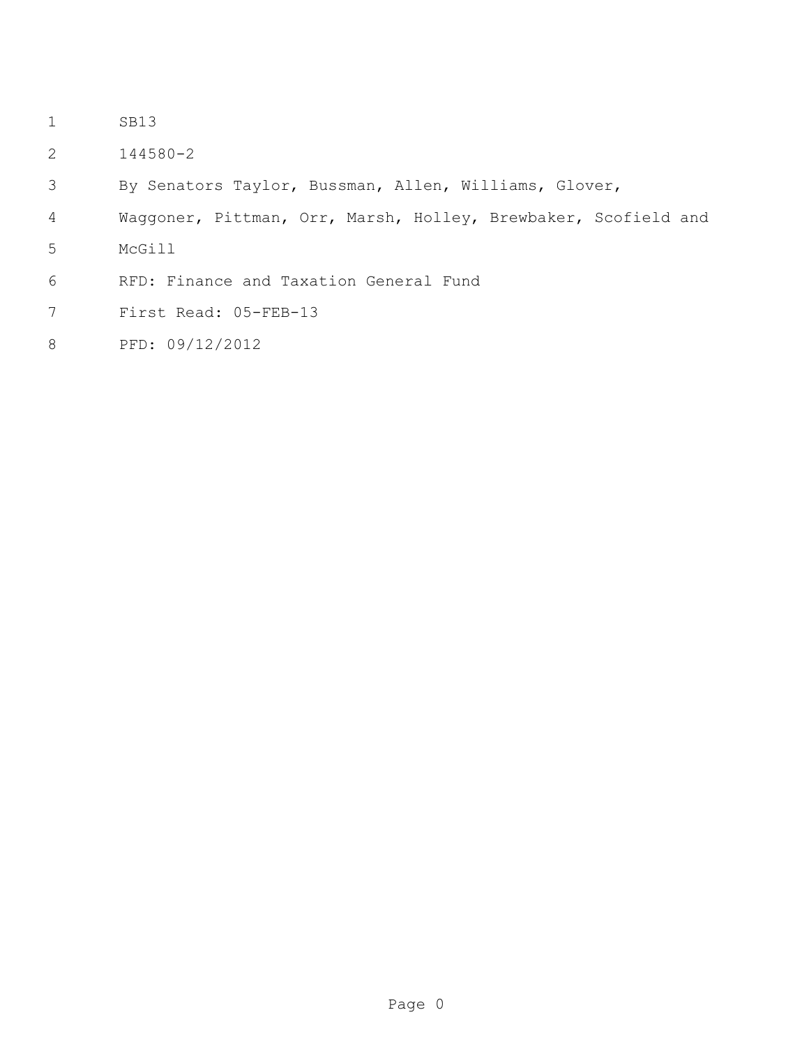SB13

144580-2

By Senators Taylor, Bussman, Allen, Williams, Glover, Waggoner, Pittman, Orr, Marsh, Holley, Brewbaker, Scofield and McGill

RFD: Finance and Taxation General Fund

First Read: 05-FEB-13

PFD: 09/12/2012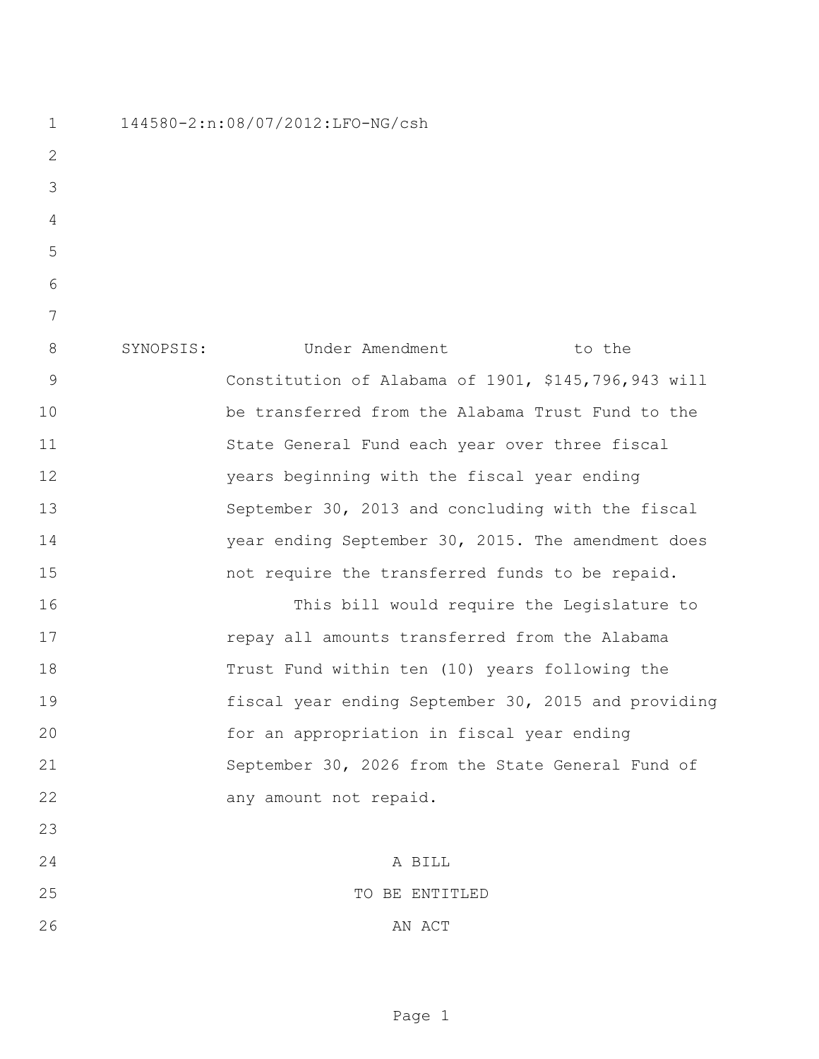144580-2:n:08/07/2012:LFO-NG/csh

SYNOPSIS: Under Amendment to the Constitution of Alabama of 1901, $145,796,943 will be transferred from the Alabama Trust Fund to the State General Fund each year over three fiscal years beginning with the fiscal year ending September 30, 2013 and concluding with the fiscal year ending September 30, 2015. The amendment does not require the transferred funds to be repaid.

This bill would require the Legislature to repay all amounts transferred from the Alabama Trust Fund within ten (10) years following the fiscal year ending September 30, 2015 and providing for an appropriation in fiscal year ending September 30, 2026 from the State General Fund of any amount not repaid.

A BILL

TO BE ENTITLED

AN ACT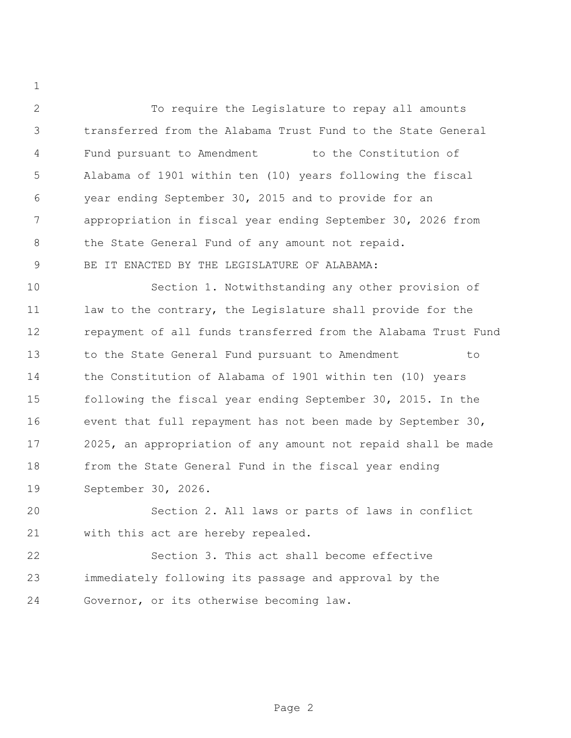To require the Legislature to repay all amounts transferred from the Alabama Trust Fund to the State General Fund pursuant to Amendment        to the Constitution of Alabama of 1901 within ten (10) years following the fiscal year ending September 30, 2015 and to provide for an appropriation in fiscal year ending September 30, 2026 from the State General Fund of any amount not repaid.

BE IT ENACTED BY THE LEGISLATURE OF ALABAMA:

Section 1. Notwithstanding any other provision of law to the contrary, the Legislature shall provide for the repayment of all funds transferred from the Alabama Trust Fund to the State General Fund pursuant to Amendment        to the Constitution of Alabama of 1901 within ten (10) years following the fiscal year ending September 30, 2015. In the event that full repayment has not been made by September 30, 2025, an appropriation of any amount not repaid shall be made from the State General Fund in the fiscal year ending September 30, 2026.

Section 2. All laws or parts of laws in conflict with this act are hereby repealed.

Section 3. This act shall become effective immediately following its passage and approval by the Governor, or its otherwise becoming law.